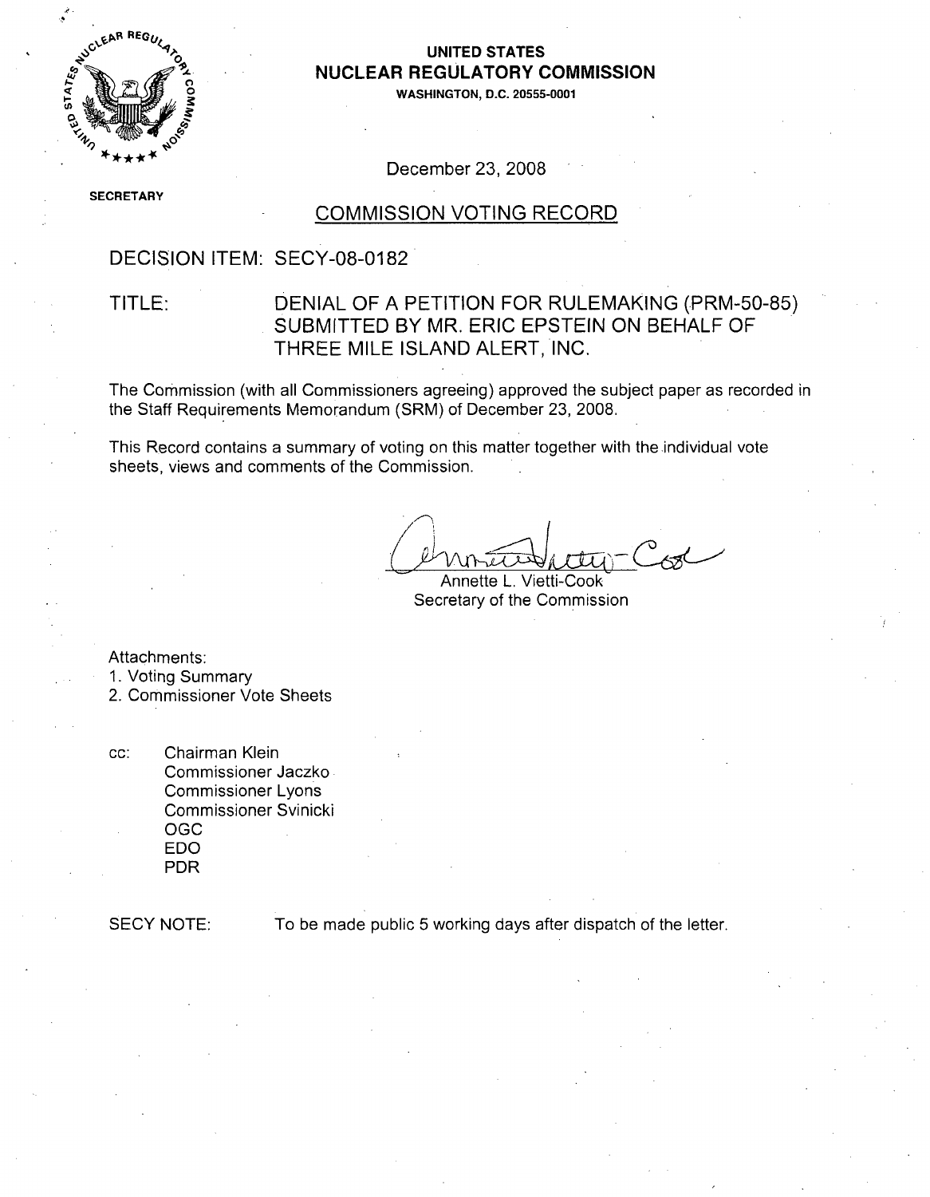**UNITED STATES**
**NUCLEAR REGULATORY COMMISSION**
**WASHINGTON, D.C. 20555-0001**

SECRETARY

December 23, 2008

## COMMISSION VOTING RECORD

DECISION ITEM: SECY-08-0182

TITLE: DENIAL OF A PETITION FOR RULEMAKING (PRM-50-85) SUBMITTED BY MR. ERIC EPSTEIN ON BEHALF OF THREE MILE ISLAND ALERT, INC.

The Commission (with all Commissioners agreeing) approved the subject paper as recorded in the Staff Requirements Memorandum (SRM) of December 23, 2008.

This Record contains a summary of voting on this matter together with the individual vote sheets, views and comments of the Commission.

Annette L. Vietti-Cook
Secretary of the Commission

Attachments:
1. Voting Summary
2. Commissioner Vote Sheets

cc: Chairman Klein
Commissioner Jaczko
Commissioner Lyons
Commissioner Svinicki
OGC
EDO
PDR

SECY NOTE: To be made public 5 working days after dispatch of the letter.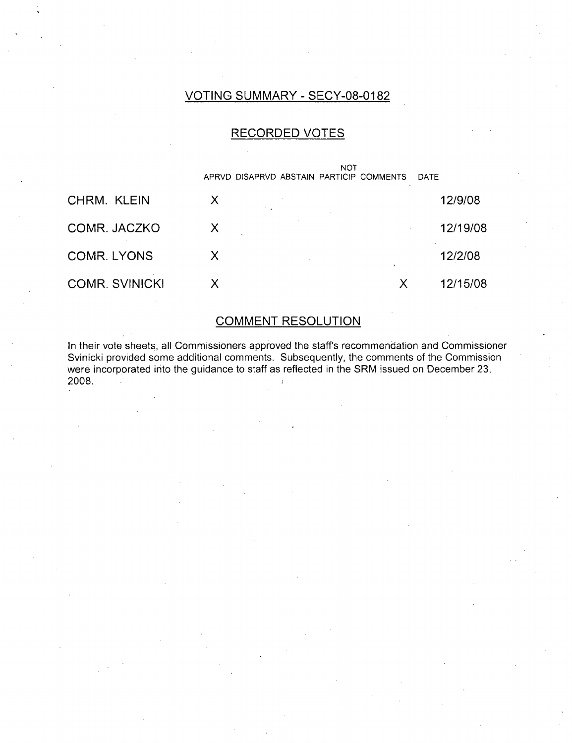## VOTING SUMMARY - SECY-08-0182

### RECORDED VOTES

| | APRVD | DISAPRVD | ABSTAIN | NOT PARTICIP | COMMENTS | DATE |
|---|---|---|---|---|---|---|
| CHRM. KLEIN | X | | | | | 12/9/08 |
| COMR. JACZKO | X | | | | | 12/19/08 |
| COMR. LYONS | X | | | | | 12/2/08 |
| COMR. SVINICKI | X | | | | X | 12/15/08 |

### COMMENT RESOLUTION

In their vote sheets, all Commissioners approved the staff's recommendation and Commissioner Svinicki provided some additional comments. Subsequently, the comments of the Commission were incorporated into the guidance to staff as reflected in the SRM issued on December 23, 2008.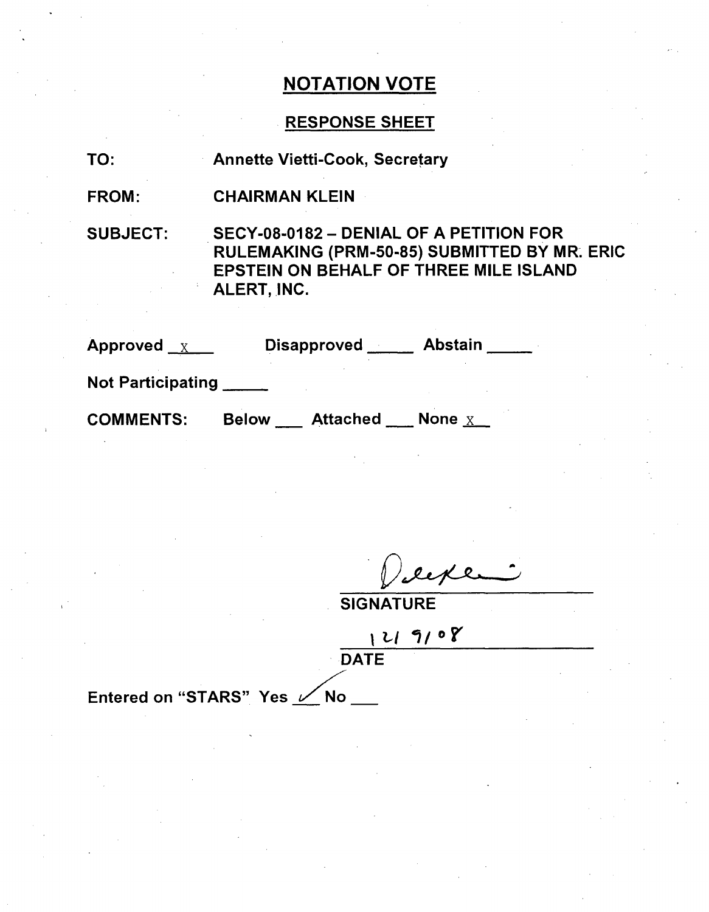# NOTATION VOTE

## RESPONSE SHEET

TO: Annette Vietti-Cook, Secretary

FROM: CHAIRMAN KLEIN

SUBJECT: SECY-08-0182 – DENIAL OF A PETITION FOR RULEMAKING (PRM-50-85) SUBMITTED BY MR. ERIC EPSTEIN ON BEHALF OF THREE MILE ISLAND ALERT, INC.

Approved X Disapproved \_\_\_\_\_ Abstain \_\_\_\_\_

Not Participating \_\_\_\_\_

COMMENTS: Below \_\_\_ Attached \_\_\_ None X

SIGNATURE

12/9/08

DATE

Entered on "STARS" Yes ✓ No \_\_\_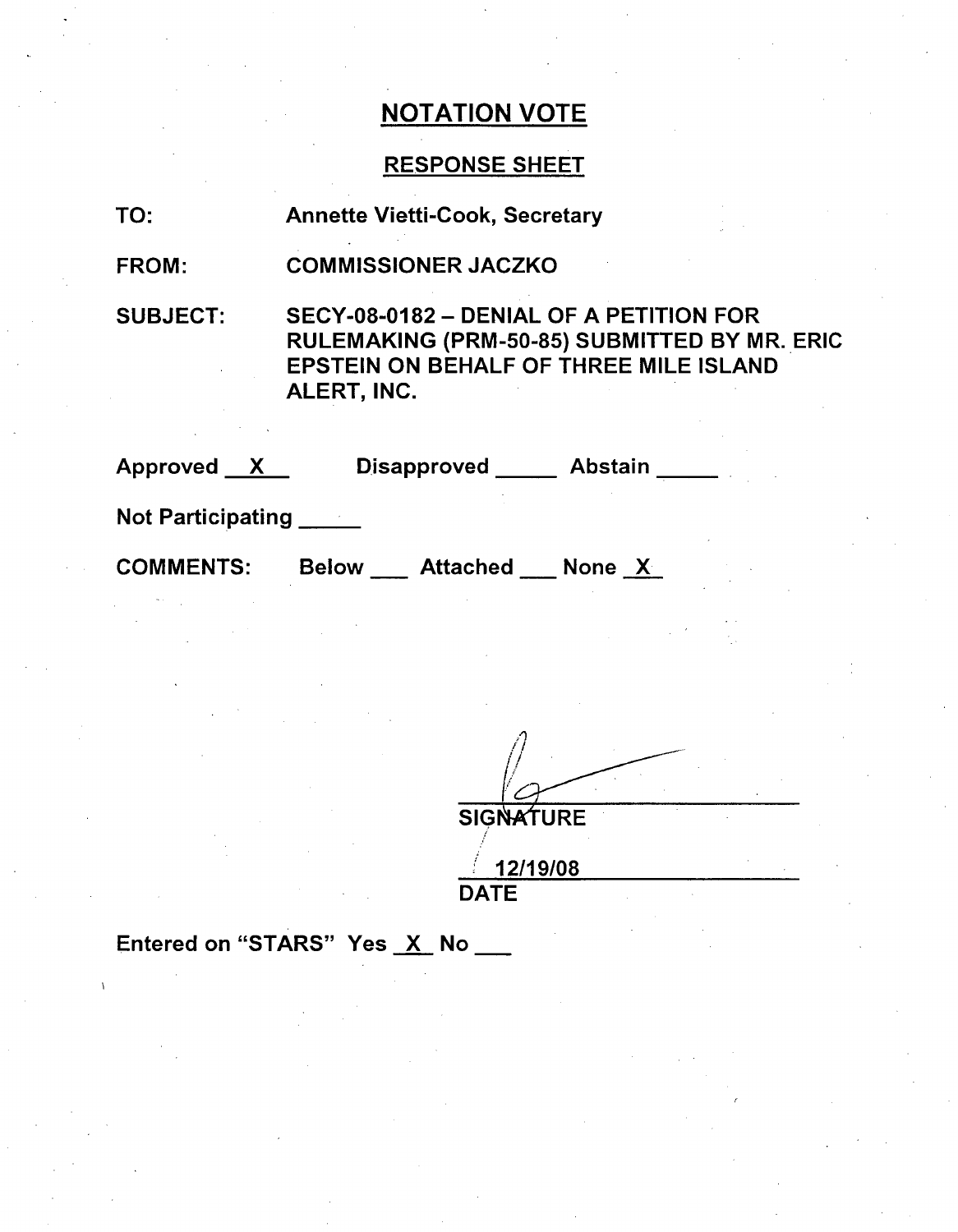## NOTATION VOTE

### RESPONSE SHEET

TO: Annette Vietti-Cook, Secretary

FROM: COMMISSIONER JACZKO

SUBJECT: SECY-08-0182 – DENIAL OF A PETITION FOR RULEMAKING (PRM-50-85) SUBMITTED BY MR. ERIC EPSTEIN ON BEHALF OF THREE MILE ISLAND ALERT, INC.

Approved __X__ Disapproved _____ Abstain _____

Not Participating _____

COMMENTS: Below ___ Attached ___ None _X_

SIGNATURE

12/19/08

DATE

Entered on "STARS" Yes _X_ No ___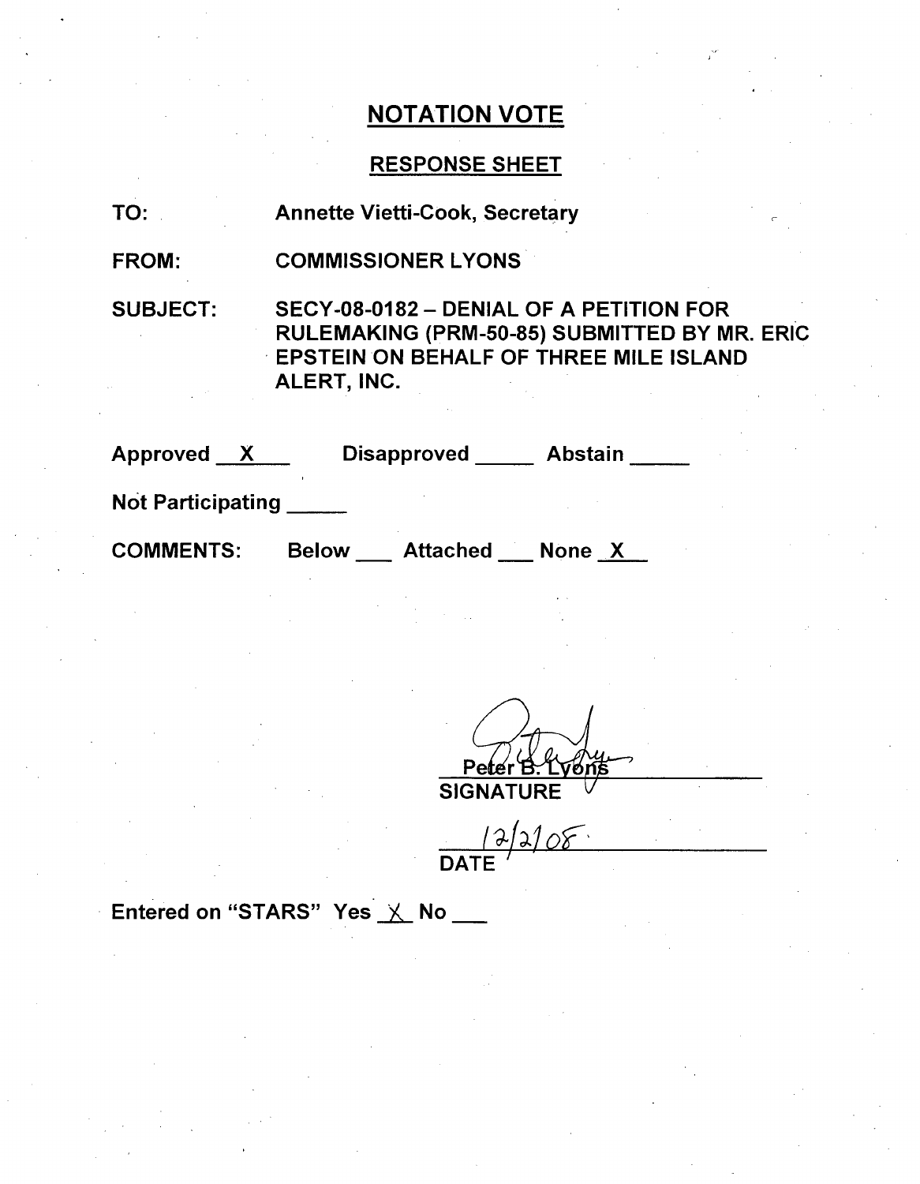# NOTATION VOTE

## RESPONSE SHEET

TO: Annette Vietti-Cook, Secretary

FROM: COMMISSIONER LYONS

SUBJECT: SECY-08-0182 – DENIAL OF A PETITION FOR RULEMAKING (PRM-50-85) SUBMITTED BY MR. ERIC EPSTEIN ON BEHALF OF THREE MILE ISLAND ALERT, INC.

Approved X  Disapproved ____ Abstain ____

Not Participating ____

COMMENTS: Below ___ Attached ___ None X

Peter B. Lyons
SIGNATURE

12/2/08
DATE

Entered on "STARS" Yes X No ___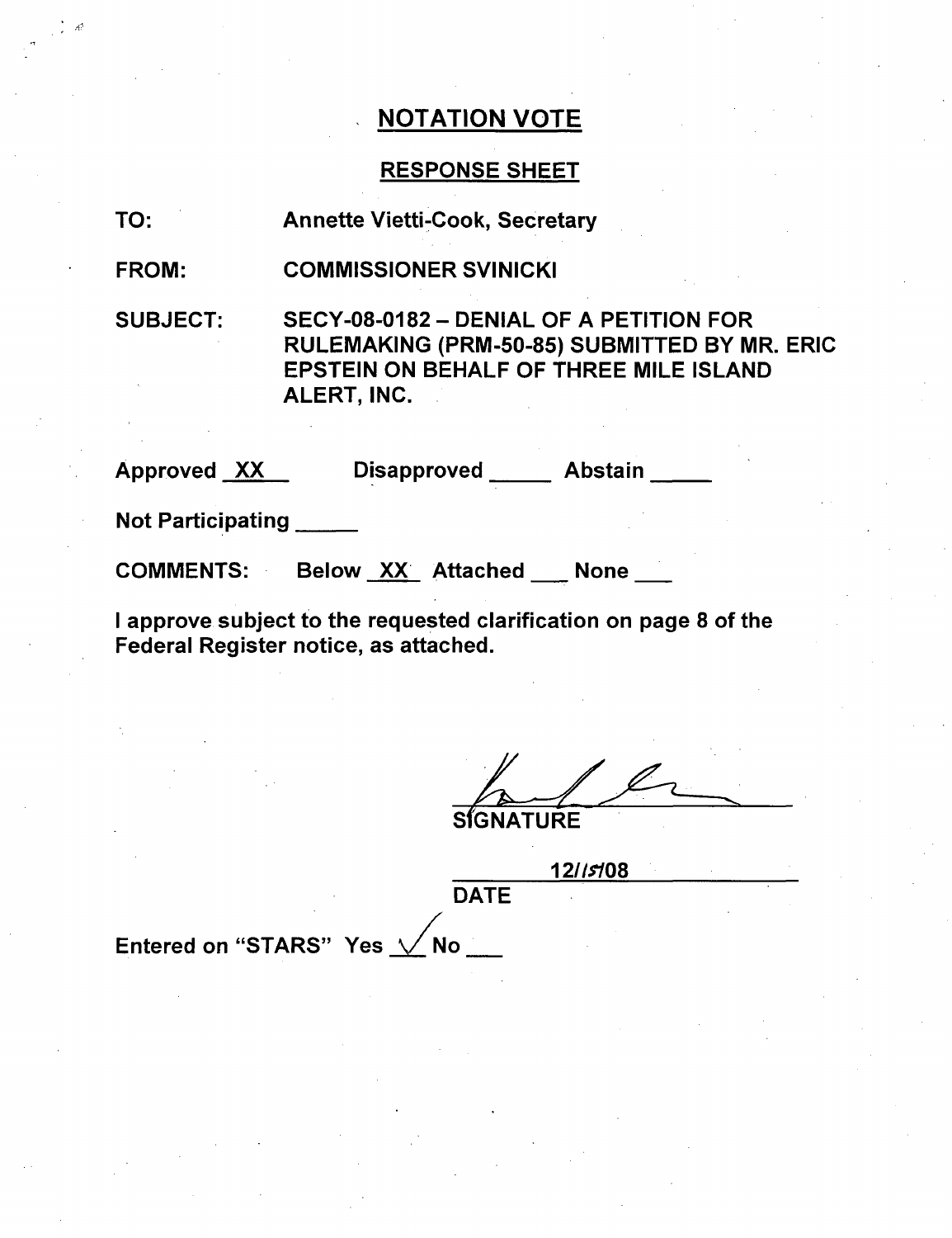# NOTATION VOTE

## RESPONSE SHEET

TO: Annette Vietti-Cook, Secretary

FROM: COMMISSIONER SVINICKI

SUBJECT: SECY-08-0182 – DENIAL OF A PETITION FOR RULEMAKING (PRM-50-85) SUBMITTED BY MR. ERIC EPSTEIN ON BEHALF OF THREE MILE ISLAND ALERT, INC.

Approved XX Disapproved ____ Abstain ____

Not Participating ____

COMMENTS: Below XX Attached ___ None ___

I approve subject to the requested clarification on page 8 of the Federal Register notice, as attached.

SIGNATURE

12/15/08

DATE

Entered on "STARS" Yes ✓ No ___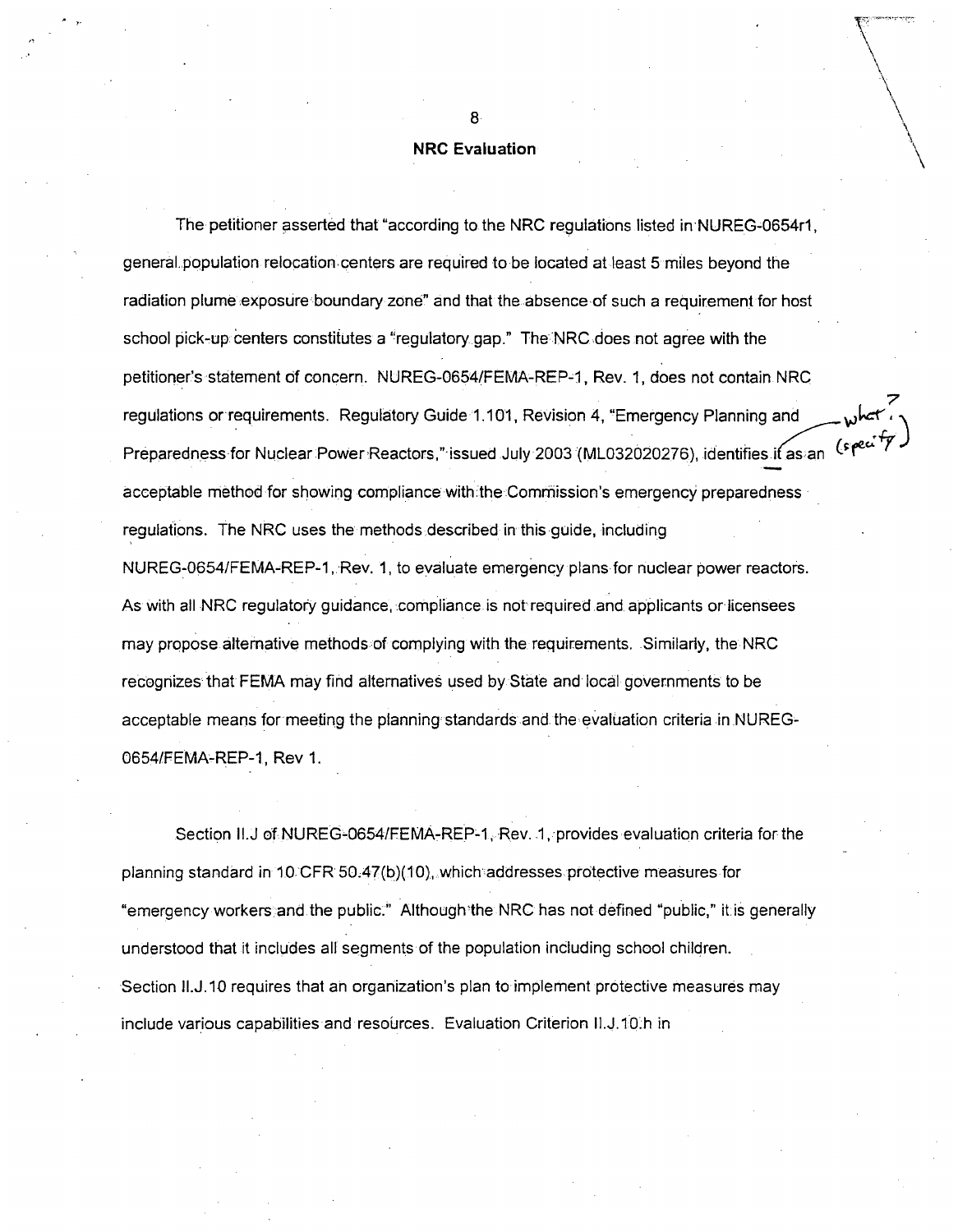## NRC Evaluation

The petitioner asserted that "according to the NRC regulations listed in NUREG-0654r1, general population relocation centers are required to be located at least 5 miles beyond the radiation plume exposure boundary zone" and that the absence of such a requirement for host school pick-up centers constitutes a "regulatory gap." The NRC does not agree with the petitioner's statement of concern. NUREG-0654/FEMA-REP-1, Rev. 1, does not contain NRC regulations or requirements. Regulatory Guide 1.101, Revision 4, "Emergency Planning and Preparedness for Nuclear Power Reactors," issued July 2003 (ML032020276), identifies it as an acceptable method for showing compliance with the Commission's emergency preparedness regulations. The NRC uses the methods described in this guide, including NUREG-0654/FEMA-REP-1, Rev. 1, to evaluate emergency plans for nuclear power reactors. As with all NRC regulatory guidance, compliance is not required and applicants or licensees may propose alternative methods of complying with the requirements. Similarly, the NRC recognizes that FEMA may find alternatives used by State and local governments to be acceptable means for meeting the planning standards and the evaluation criteria in NUREG-0654/FEMA-REP-1, Rev 1.

what? (specify)

Section II.J of NUREG-0654/FEMA-REP-1, Rev. 1, provides evaluation criteria for the planning standard in 10 CFR 50.47(b)(10), which addresses protective measures for "emergency workers and the public." Although the NRC has not defined "public," it is generally understood that it includes all segments of the population including school children. Section II.J.10 requires that an organization's plan to implement protective measures may include various capabilities and resources. Evaluation Criterion II.J.10.h in